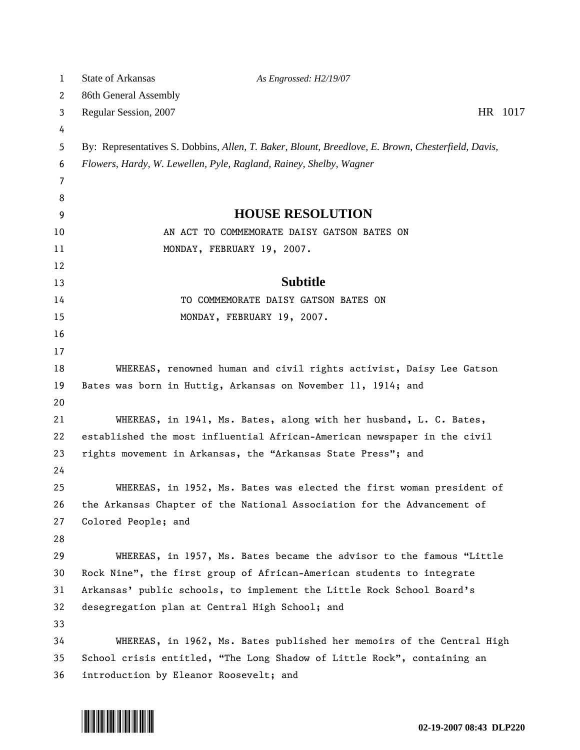State of Arkansas *As Engrossed: H2/19/07*

86th General Assembly

Regular Session, 2007 HR 1017

By: Representatives S. Dobbins, *Allen, T. Baker, Blount, Breedlove, E. Brown, Chesterfield, Davis, Flowers, Hardy, W. Lewellen, Pyle, Ragland, Rainey, Shelby, Wagner*

# HOUSE RESOLUTION

AN ACT TO COMMEMORATE DAISY GATSON BATES ON MONDAY, FEBRUARY 19, 2007.

## Subtitle

TO COMMEMORATE DAISY GATSON BATES ON MONDAY, FEBRUARY 19, 2007.

WHEREAS, renowned human and civil rights activist, Daisy Lee Gatson Bates was born in Huttig, Arkansas on November 11, 1914; and

WHEREAS, in 1941, Ms. Bates, along with her husband, L. C. Bates, established the most influential African-American newspaper in the civil rights movement in Arkansas, the "Arkansas State Press"; and

WHEREAS, in 1952, Ms. Bates was elected the first woman president of the Arkansas Chapter of the National Association for the Advancement of Colored People; and

WHEREAS, in 1957, Ms. Bates became the advisor to the famous "Little Rock Nine", the first group of African-American students to integrate Arkansas' public schools, to implement the Little Rock School Board's desegregation plan at Central High School; and

WHEREAS, in 1962, Ms. Bates published her memoirs of the Central High School crisis entitled, "The Long Shadow of Little Rock", containing an introduction by Eleanor Roosevelt; and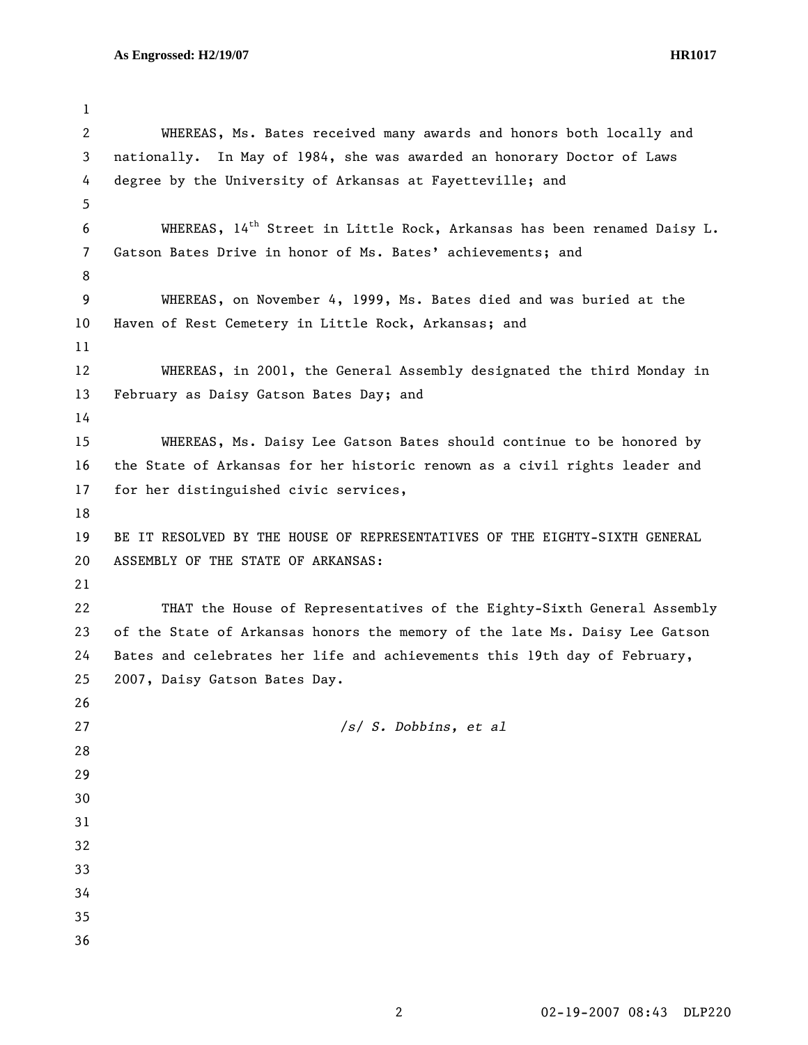WHEREAS, Ms. Bates received many awards and honors both locally and nationally. In May of 1984, she was awarded an honorary Doctor of Laws degree by the University of Arkansas at Fayetteville; and

WHEREAS, 14th Street in Little Rock, Arkansas has been renamed Daisy L. Gatson Bates Drive in honor of Ms. Bates' achievements; and

WHEREAS, on November 4, 1999, Ms. Bates died and was buried at the Haven of Rest Cemetery in Little Rock, Arkansas; and

WHEREAS, in 2001, the General Assembly designated the third Monday in February as Daisy Gatson Bates Day; and

WHEREAS, Ms. Daisy Lee Gatson Bates should continue to be honored by the State of Arkansas for her historic renown as a civil rights leader and for her distinguished civic services,

BE IT RESOLVED BY THE HOUSE OF REPRESENTATIVES OF THE EIGHTY-SIXTH GENERAL ASSEMBLY OF THE STATE OF ARKANSAS:

THAT the House of Representatives of the Eighty-Sixth General Assembly of the State of Arkansas honors the memory of the late Ms. Daisy Lee Gatson Bates and celebrates her life and achievements this 19th day of February, 2007, Daisy Gatson Bates Day.

*/s/ S. Dobbins, et al*